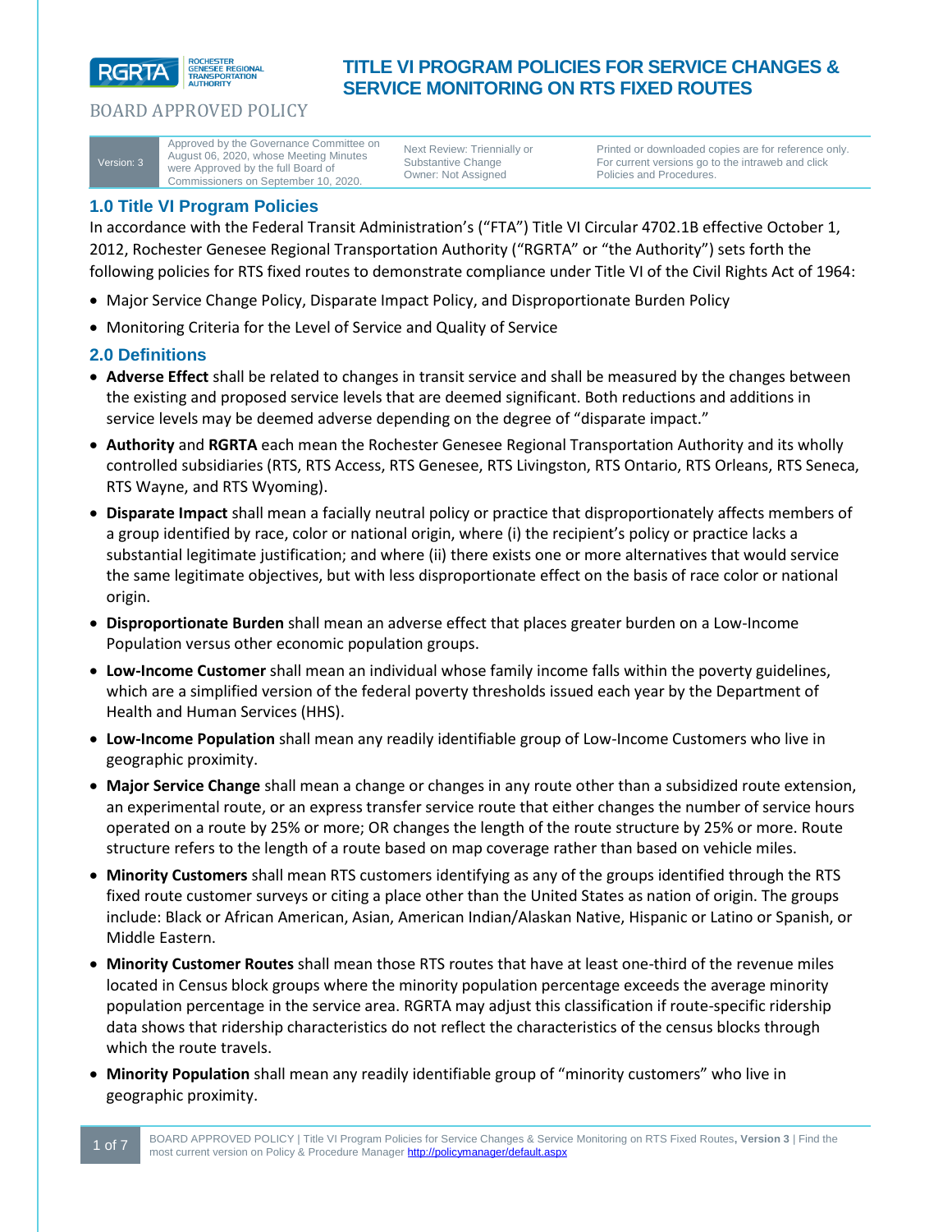# TITLE VI PROGRAM POLICIES FOR SERVICE CHANGES & SERVICE MONITORING ON RTS FIXED ROUTES

BOARD APPROVED POLICY

| Version: 3 | Approved by the Governance Committee on August 06, 2020, whose Meeting Minutes were Approved by the full Board of Commissioners on September 10, 2020. | Next Review: Triennially or Substantive Change<br>Owner: Not Assigned | Printed or downloaded copies are for reference only. For current versions go to the intraweb and click Policies and Procedures. |
|---|---|---|---|

## 1.0 Title VI Program Policies

In accordance with the Federal Transit Administration's ("FTA") Title VI Circular 4702.1B effective October 1, 2012, Rochester Genesee Regional Transportation Authority ("RGRTA" or "the Authority") sets forth the following policies for RTS fixed routes to demonstrate compliance under Title VI of the Civil Rights Act of 1964:

- Major Service Change Policy, Disparate Impact Policy, and Disproportionate Burden Policy
- Monitoring Criteria for the Level of Service and Quality of Service

## 2.0 Definitions

- **Adverse Effect** shall be related to changes in transit service and shall be measured by the changes between the existing and proposed service levels that are deemed significant. Both reductions and additions in service levels may be deemed adverse depending on the degree of "disparate impact."
- **Authority** and **RGRTA** each mean the Rochester Genesee Regional Transportation Authority and its wholly controlled subsidiaries (RTS, RTS Access, RTS Genesee, RTS Livingston, RTS Ontario, RTS Orleans, RTS Seneca, RTS Wayne, and RTS Wyoming).
- **Disparate Impact** shall mean a facially neutral policy or practice that disproportionately affects members of a group identified by race, color or national origin, where (i) the recipient's policy or practice lacks a substantial legitimate justification; and where (ii) there exists one or more alternatives that would service the same legitimate objectives, but with less disproportionate effect on the basis of race color or national origin.
- **Disproportionate Burden** shall mean an adverse effect that places greater burden on a Low-Income Population versus other economic population groups.
- **Low-Income Customer** shall mean an individual whose family income falls within the poverty guidelines, which are a simplified version of the federal poverty thresholds issued each year by the Department of Health and Human Services (HHS).
- **Low-Income Population** shall mean any readily identifiable group of Low-Income Customers who live in geographic proximity.
- **Major Service Change** shall mean a change or changes in any route other than a subsidized route extension, an experimental route, or an express transfer service route that either changes the number of service hours operated on a route by 25% or more; OR changes the length of the route structure by 25% or more. Route structure refers to the length of a route based on map coverage rather than based on vehicle miles.
- **Minority Customers** shall mean RTS customers identifying as any of the groups identified through the RTS fixed route customer surveys or citing a place other than the United States as nation of origin. The groups include: Black or African American, Asian, American Indian/Alaskan Native, Hispanic or Latino or Spanish, or Middle Eastern.
- **Minority Customer Routes** shall mean those RTS routes that have at least one-third of the revenue miles located in Census block groups where the minority population percentage exceeds the average minority population percentage in the service area. RGRTA may adjust this classification if route-specific ridership data shows that ridership characteristics do not reflect the characteristics of the census blocks through which the route travels.
- **Minority Population** shall mean any readily identifiable group of "minority customers" who live in geographic proximity.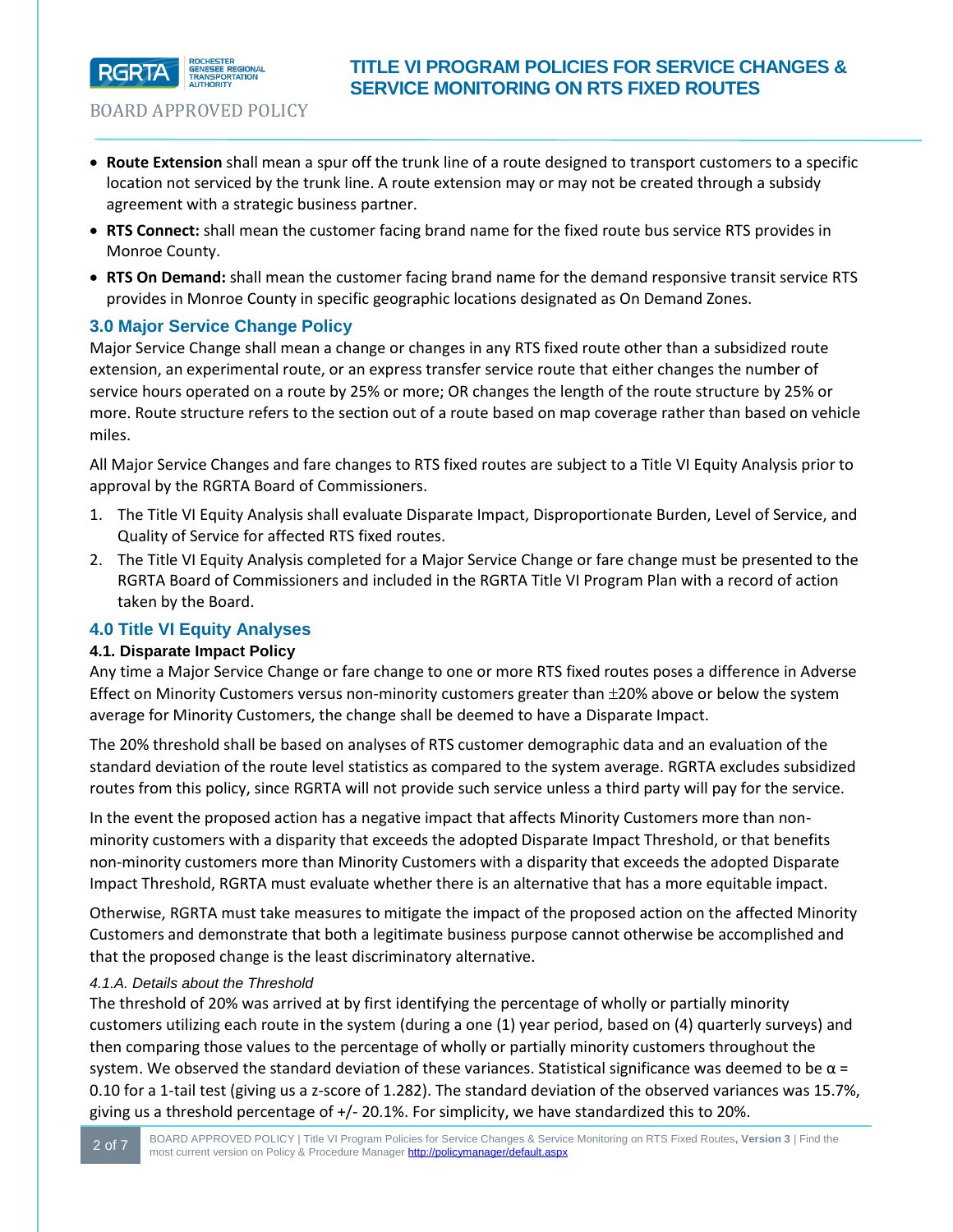- **Route Extension** shall mean a spur off the trunk line of a route designed to transport customers to a specific location not serviced by the trunk line. A route extension may or may not be created through a subsidy agreement with a strategic business partner.
- **RTS Connect:** shall mean the customer facing brand name for the fixed route bus service RTS provides in Monroe County.
- **RTS On Demand:** shall mean the customer facing brand name for the demand responsive transit service RTS provides in Monroe County in specific geographic locations designated as On Demand Zones.

## 3.0 Major Service Change Policy

Major Service Change shall mean a change or changes in any RTS fixed route other than a subsidized route extension, an experimental route, or an express transfer service route that either changes the number of service hours operated on a route by 25% or more; OR changes the length of the route structure by 25% or more. Route structure refers to the section out of a route based on map coverage rather than based on vehicle miles.

All Major Service Changes and fare changes to RTS fixed routes are subject to a Title VI Equity Analysis prior to approval by the RGRTA Board of Commissioners.

1. The Title VI Equity Analysis shall evaluate Disparate Impact, Disproportionate Burden, Level of Service, and Quality of Service for affected RTS fixed routes.
2. The Title VI Equity Analysis completed for a Major Service Change or fare change must be presented to the RGRTA Board of Commissioners and included in the RGRTA Title VI Program Plan with a record of action taken by the Board.

## 4.0 Title VI Equity Analyses

### 4.1. Disparate Impact Policy

Any time a Major Service Change or fare change to one or more RTS fixed routes poses a difference in Adverse Effect on Minority Customers versus non-minority customers greater than ±20% above or below the system average for Minority Customers, the change shall be deemed to have a Disparate Impact.

The 20% threshold shall be based on analyses of RTS customer demographic data and an evaluation of the standard deviation of the route level statistics as compared to the system average. RGRTA excludes subsidized routes from this policy, since RGRTA will not provide such service unless a third party will pay for the service.

In the event the proposed action has a negative impact that affects Minority Customers more than non-minority customers with a disparity that exceeds the adopted Disparate Impact Threshold, or that benefits non-minority customers more than Minority Customers with a disparity that exceeds the adopted Disparate Impact Threshold, RGRTA must evaluate whether there is an alternative that has a more equitable impact.

Otherwise, RGRTA must take measures to mitigate the impact of the proposed action on the affected Minority Customers and demonstrate that both a legitimate business purpose cannot otherwise be accomplished and that the proposed change is the least discriminatory alternative.

#### *4.1.A. Details about the Threshold*

The threshold of 20% was arrived at by first identifying the percentage of wholly or partially minority customers utilizing each route in the system (during a one (1) year period, based on (4) quarterly surveys) and then comparing those values to the percentage of wholly or partially minority customers throughout the system. We observed the standard deviation of these variances. Statistical significance was deemed to be $\alpha = 0.10$ for a 1-tail test (giving us a z-score of 1.282). The standard deviation of the observed variances was 15.7%, giving us a threshold percentage of +/- 20.1%. For simplicity, we have standardized this to 20%.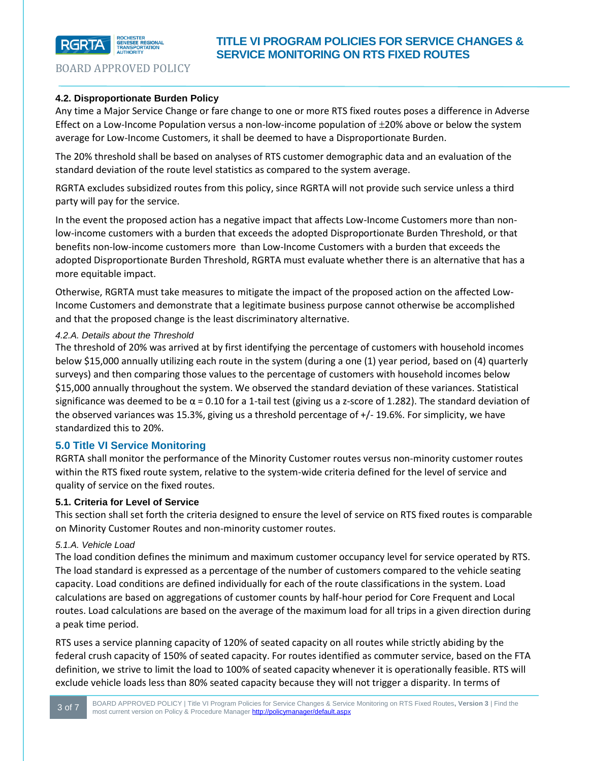### 4.2. Disproportionate Burden Policy

Any time a Major Service Change or fare change to one or more RTS fixed routes poses a difference in Adverse Effect on a Low-Income Population versus a non-low-income population of $\pm$20% above or below the system average for Low-Income Customers, it shall be deemed to have a Disproportionate Burden.

The 20% threshold shall be based on analyses of RTS customer demographic data and an evaluation of the standard deviation of the route level statistics as compared to the system average.

RGRTA excludes subsidized routes from this policy, since RGRTA will not provide such service unless a third party will pay for the service.

In the event the proposed action has a negative impact that affects Low-Income Customers more than non-low-income customers with a burden that exceeds the adopted Disproportionate Burden Threshold, or that benefits non-low-income customers more than Low-Income Customers with a burden that exceeds the adopted Disproportionate Burden Threshold, RGRTA must evaluate whether there is an alternative that has a more equitable impact.

Otherwise, RGRTA must take measures to mitigate the impact of the proposed action on the affected Low-Income Customers and demonstrate that a legitimate business purpose cannot otherwise be accomplished and that the proposed change is the least discriminatory alternative.

#### *4.2.A. Details about the Threshold*

The threshold of 20% was arrived at by first identifying the percentage of customers with household incomes below $15,000 annually utilizing each route in the system (during a one (1) year period, based on (4) quarterly surveys) and then comparing those values to the percentage of customers with household incomes below $15,000 annually throughout the system. We observed the standard deviation of these variances. Statistical significance was deemed to be $\alpha = 0.10$ for a 1-tail test (giving us a z-score of 1.282). The standard deviation of the observed variances was 15.3%, giving us a threshold percentage of +/- 19.6%. For simplicity, we have standardized this to 20%.

## 5.0 Title VI Service Monitoring

RGRTA shall monitor the performance of the Minority Customer routes versus non-minority customer routes within the RTS fixed route system, relative to the system-wide criteria defined for the level of service and quality of service on the fixed routes.

### 5.1. Criteria for Level of Service

This section shall set forth the criteria designed to ensure the level of service on RTS fixed routes is comparable on Minority Customer Routes and non-minority customer routes.

#### *5.1.A. Vehicle Load*

The load condition defines the minimum and maximum customer occupancy level for service operated by RTS. The load standard is expressed as a percentage of the number of customers compared to the vehicle seating capacity. Load conditions are defined individually for each of the route classifications in the system. Load calculations are based on aggregations of customer counts by half-hour period for Core Frequent and Local routes. Load calculations are based on the average of the maximum load for all trips in a given direction during a peak time period.

RTS uses a service planning capacity of 120% of seated capacity on all routes while strictly abiding by the federal crush capacity of 150% of seated capacity. For routes identified as commuter service, based on the FTA definition, we strive to limit the load to 100% of seated capacity whenever it is operationally feasible. RTS will exclude vehicle loads less than 80% seated capacity because they will not trigger a disparity. In terms of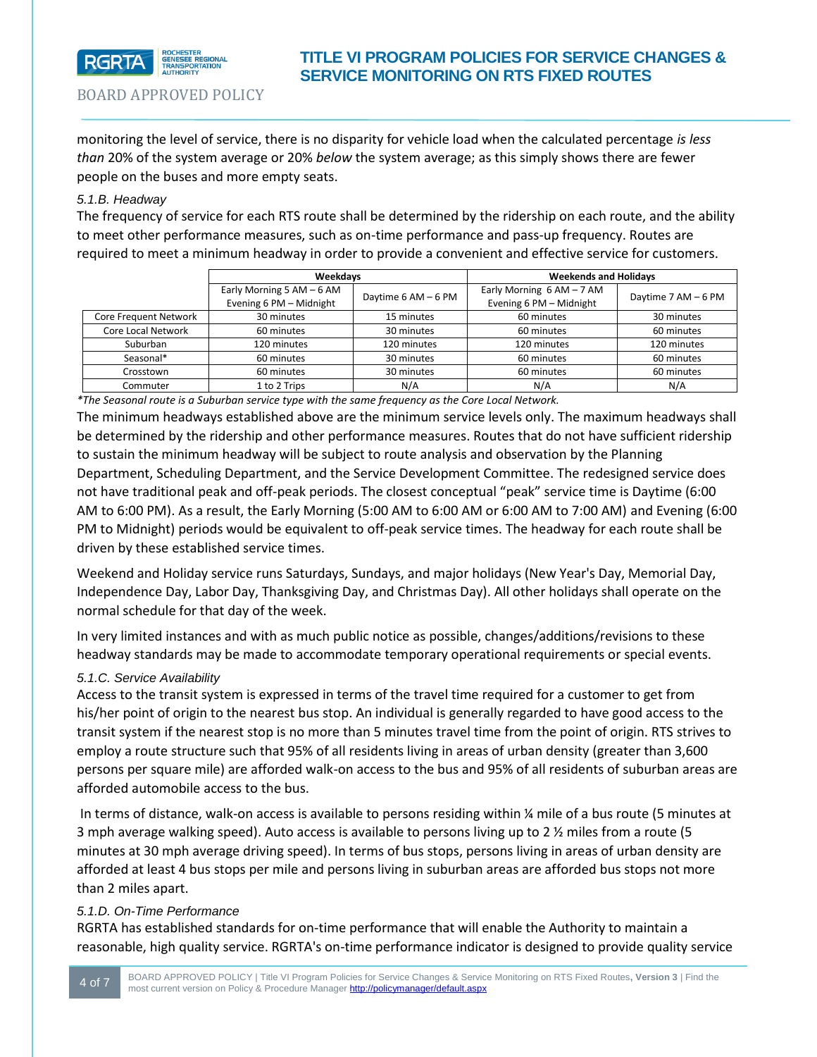monitoring the level of service, there is no disparity for vehicle load when the calculated percentage *is less than* 20% of the system average or 20% *below* the system average; as this simply shows there are fewer people on the buses and more empty seats.

*5.1.B. Headway*

The frequency of service for each RTS route shall be determined by the ridership on each route, and the ability to meet other performance measures, such as on-time performance and pass-up frequency. Routes are required to meet a minimum headway in order to provide a convenient and effective service for customers.

| | Weekdays | | Weekends and Holidays | |
|---|---|---|---|---|
| | Early Morning 5 AM – 6 AM Evening 6 PM – Midnight | Daytime 6 AM – 6 PM | Early Morning 6 AM – 7 AM Evening 6 PM – Midnight | Daytime 7 AM – 6 PM |
| Core Frequent Network | 30 minutes | 15 minutes | 60 minutes | 30 minutes |
| Core Local Network | 60 minutes | 30 minutes | 60 minutes | 60 minutes |
| Suburban | 120 minutes | 120 minutes | 120 minutes | 120 minutes |
| Seasonal* | 60 minutes | 30 minutes | 60 minutes | 60 minutes |
| Crosstown | 60 minutes | 30 minutes | 60 minutes | 60 minutes |
| Commuter | 1 to 2 Trips | N/A | N/A | N/A |

*\*The Seasonal route is a Suburban service type with the same frequency as the Core Local Network.*

The minimum headways established above are the minimum service levels only. The maximum headways shall be determined by the ridership and other performance measures. Routes that do not have sufficient ridership to sustain the minimum headway will be subject to route analysis and observation by the Planning Department, Scheduling Department, and the Service Development Committee. The redesigned service does not have traditional peak and off-peak periods. The closest conceptual "peak" service time is Daytime (6:00 AM to 6:00 PM). As a result, the Early Morning (5:00 AM to 6:00 AM or 6:00 AM to 7:00 AM) and Evening (6:00 PM to Midnight) periods would be equivalent to off-peak service times. The headway for each route shall be driven by these established service times.

Weekend and Holiday service runs Saturdays, Sundays, and major holidays (New Year's Day, Memorial Day, Independence Day, Labor Day, Thanksgiving Day, and Christmas Day). All other holidays shall operate on the normal schedule for that day of the week.

In very limited instances and with as much public notice as possible, changes/additions/revisions to these headway standards may be made to accommodate temporary operational requirements or special events.

*5.1.C. Service Availability*

Access to the transit system is expressed in terms of the travel time required for a customer to get from his/her point of origin to the nearest bus stop. An individual is generally regarded to have good access to the transit system if the nearest stop is no more than 5 minutes travel time from the point of origin. RTS strives to employ a route structure such that 95% of all residents living in areas of urban density (greater than 3,600 persons per square mile) are afforded walk-on access to the bus and 95% of all residents of suburban areas are afforded automobile access to the bus.

In terms of distance, walk-on access is available to persons residing within ¼ mile of a bus route (5 minutes at 3 mph average walking speed). Auto access is available to persons living up to 2 ½ miles from a route (5 minutes at 30 mph average driving speed). In terms of bus stops, persons living in areas of urban density are afforded at least 4 bus stops per mile and persons living in suburban areas are afforded bus stops not more than 2 miles apart.

*5.1.D. On-Time Performance*

RGRTA has established standards for on-time performance that will enable the Authority to maintain a reasonable, high quality service. RGRTA's on-time performance indicator is designed to provide quality service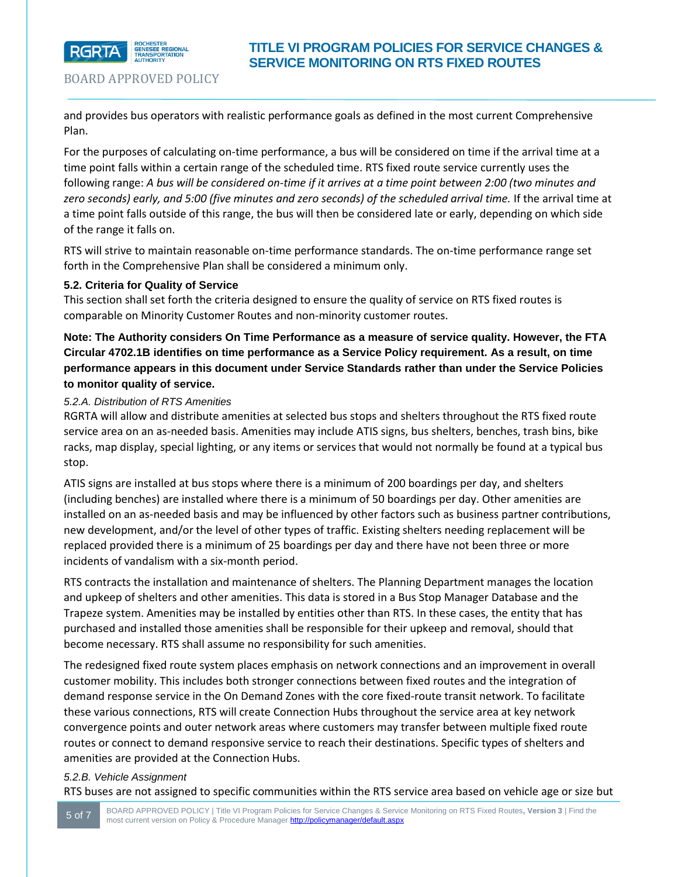and provides bus operators with realistic performance goals as defined in the most current Comprehensive Plan.

For the purposes of calculating on-time performance, a bus will be considered on time if the arrival time at a time point falls within a certain range of the scheduled time. RTS fixed route service currently uses the following range: *A bus will be considered on-time if it arrives at a time point between 2:00 (two minutes and zero seconds) early, and 5:00 (five minutes and zero seconds) of the scheduled arrival time.* If the arrival time at a time point falls outside of this range, the bus will then be considered late or early, depending on which side of the range it falls on.

RTS will strive to maintain reasonable on-time performance standards. The on-time performance range set forth in the Comprehensive Plan shall be considered a minimum only.

### 5.2. Criteria for Quality of Service

This section shall set forth the criteria designed to ensure the quality of service on RTS fixed routes is comparable on Minority Customer Routes and non-minority customer routes.

**Note: The Authority considers On Time Performance as a measure of service quality. However, the FTA Circular 4702.1B identifies on time performance as a Service Policy requirement. As a result, on time performance appears in this document under Service Standards rather than under the Service Policies to monitor quality of service.**

#### *5.2.A. Distribution of RTS Amenities*

RGRTA will allow and distribute amenities at selected bus stops and shelters throughout the RTS fixed route service area on an as-needed basis. Amenities may include ATIS signs, bus shelters, benches, trash bins, bike racks, map display, special lighting, or any items or services that would not normally be found at a typical bus stop.

ATIS signs are installed at bus stops where there is a minimum of 200 boardings per day, and shelters (including benches) are installed where there is a minimum of 50 boardings per day. Other amenities are installed on an as-needed basis and may be influenced by other factors such as business partner contributions, new development, and/or the level of other types of traffic. Existing shelters needing replacement will be replaced provided there is a minimum of 25 boardings per day and there have not been three or more incidents of vandalism with a six-month period.

RTS contracts the installation and maintenance of shelters. The Planning Department manages the location and upkeep of shelters and other amenities. This data is stored in a Bus Stop Manager Database and the Trapeze system. Amenities may be installed by entities other than RTS. In these cases, the entity that has purchased and installed those amenities shall be responsible for their upkeep and removal, should that become necessary. RTS shall assume no responsibility for such amenities.

The redesigned fixed route system places emphasis on network connections and an improvement in overall customer mobility. This includes both stronger connections between fixed routes and the integration of demand response service in the On Demand Zones with the core fixed-route transit network. To facilitate these various connections, RTS will create Connection Hubs throughout the service area at key network convergence points and outer network areas where customers may transfer between multiple fixed route routes or connect to demand responsive service to reach their destinations. Specific types of shelters and amenities are provided at the Connection Hubs.

#### *5.2.B. Vehicle Assignment*

RTS buses are not assigned to specific communities within the RTS service area based on vehicle age or size but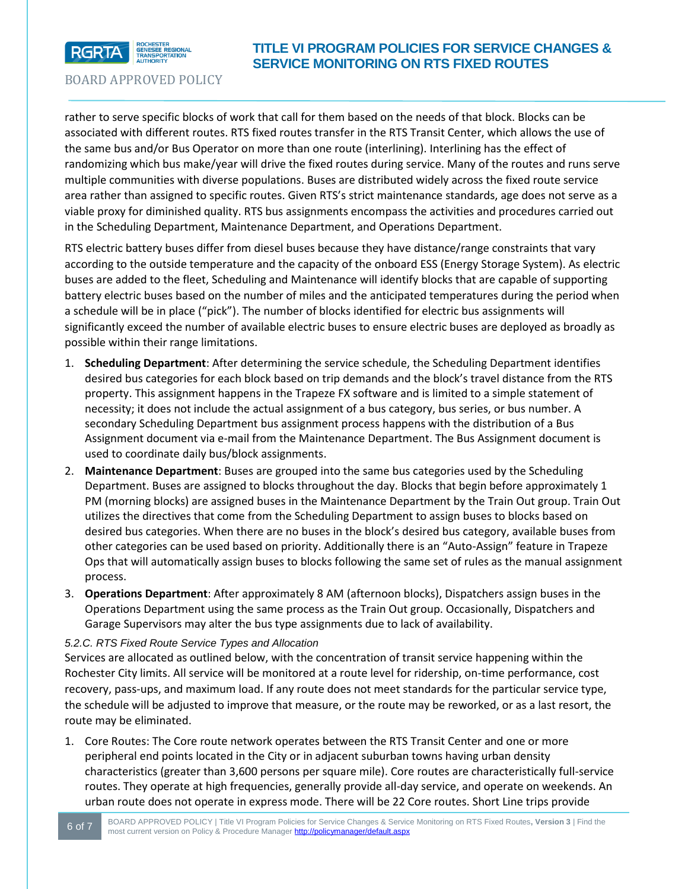rather to serve specific blocks of work that call for them based on the needs of that block. Blocks can be associated with different routes. RTS fixed routes transfer in the RTS Transit Center, which allows the use of the same bus and/or Bus Operator on more than one route (interlining). Interlining has the effect of randomizing which bus make/year will drive the fixed routes during service. Many of the routes and runs serve multiple communities with diverse populations. Buses are distributed widely across the fixed route service area rather than assigned to specific routes. Given RTS's strict maintenance standards, age does not serve as a viable proxy for diminished quality. RTS bus assignments encompass the activities and procedures carried out in the Scheduling Department, Maintenance Department, and Operations Department.

RTS electric battery buses differ from diesel buses because they have distance/range constraints that vary according to the outside temperature and the capacity of the onboard ESS (Energy Storage System). As electric buses are added to the fleet, Scheduling and Maintenance will identify blocks that are capable of supporting battery electric buses based on the number of miles and the anticipated temperatures during the period when a schedule will be in place ("pick"). The number of blocks identified for electric bus assignments will significantly exceed the number of available electric buses to ensure electric buses are deployed as broadly as possible within their range limitations.

1. **Scheduling Department**: After determining the service schedule, the Scheduling Department identifies desired bus categories for each block based on trip demands and the block's travel distance from the RTS property. This assignment happens in the Trapeze FX software and is limited to a simple statement of necessity; it does not include the actual assignment of a bus category, bus series, or bus number. A secondary Scheduling Department bus assignment process happens with the distribution of a Bus Assignment document via e-mail from the Maintenance Department. The Bus Assignment document is used to coordinate daily bus/block assignments.
2. **Maintenance Department**: Buses are grouped into the same bus categories used by the Scheduling Department. Buses are assigned to blocks throughout the day. Blocks that begin before approximately 1 PM (morning blocks) are assigned buses in the Maintenance Department by the Train Out group. Train Out utilizes the directives that come from the Scheduling Department to assign buses to blocks based on desired bus categories. When there are no buses in the block's desired bus category, available buses from other categories can be used based on priority. Additionally there is an "Auto-Assign" feature in Trapeze Ops that will automatically assign buses to blocks following the same set of rules as the manual assignment process.
3. **Operations Department**: After approximately 8 AM (afternoon blocks), Dispatchers assign buses in the Operations Department using the same process as the Train Out group. Occasionally, Dispatchers and Garage Supervisors may alter the bus type assignments due to lack of availability.

*5.2.C. RTS Fixed Route Service Types and Allocation*

Services are allocated as outlined below, with the concentration of transit service happening within the Rochester City limits. All service will be monitored at a route level for ridership, on-time performance, cost recovery, pass-ups, and maximum load. If any route does not meet standards for the particular service type, the schedule will be adjusted to improve that measure, or the route may be reworked, or as a last resort, the route may be eliminated.

1. Core Routes: The Core route network operates between the RTS Transit Center and one or more peripheral end points located in the City or in adjacent suburban towns having urban density characteristics (greater than 3,600 persons per square mile). Core routes are characteristically full-service routes. They operate at high frequencies, generally provide all-day service, and operate on weekends. An urban route does not operate in express mode. There will be 22 Core routes. Short Line trips provide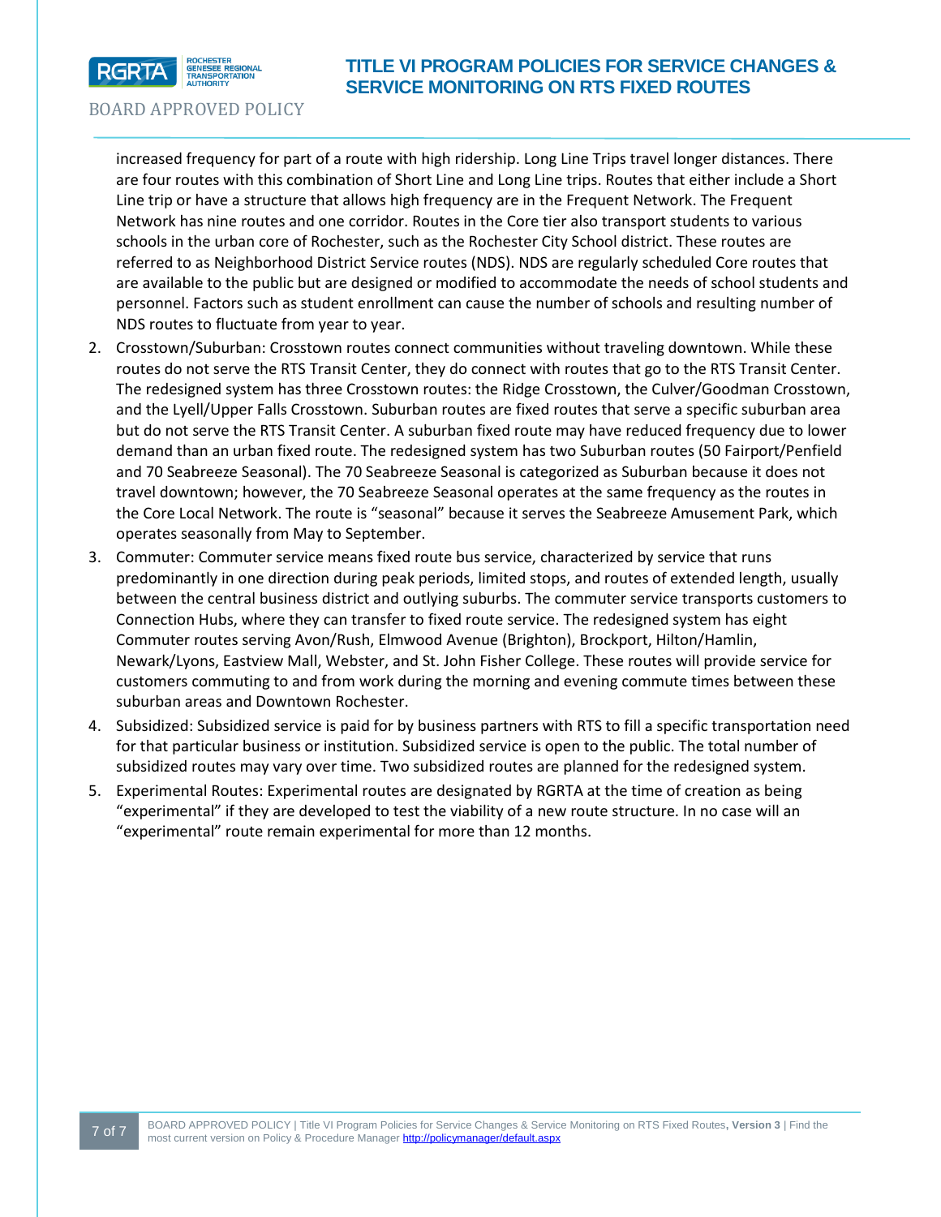increased frequency for part of a route with high ridership. Long Line Trips travel longer distances. There are four routes with this combination of Short Line and Long Line trips. Routes that either include a Short Line trip or have a structure that allows high frequency are in the Frequent Network. The Frequent Network has nine routes and one corridor. Routes in the Core tier also transport students to various schools in the urban core of Rochester, such as the Rochester City School district. These routes are referred to as Neighborhood District Service routes (NDS). NDS are regularly scheduled Core routes that are available to the public but are designed or modified to accommodate the needs of school students and personnel. Factors such as student enrollment can cause the number of schools and resulting number of NDS routes to fluctuate from year to year.

2. Crosstown/Suburban: Crosstown routes connect communities without traveling downtown. While these routes do not serve the RTS Transit Center, they do connect with routes that go to the RTS Transit Center. The redesigned system has three Crosstown routes: the Ridge Crosstown, the Culver/Goodman Crosstown, and the Lyell/Upper Falls Crosstown. Suburban routes are fixed routes that serve a specific suburban area but do not serve the RTS Transit Center. A suburban fixed route may have reduced frequency due to lower demand than an urban fixed route. The redesigned system has two Suburban routes (50 Fairport/Penfield and 70 Seabreeze Seasonal). The 70 Seabreeze Seasonal is categorized as Suburban because it does not travel downtown; however, the 70 Seabreeze Seasonal operates at the same frequency as the routes in the Core Local Network. The route is "seasonal" because it serves the Seabreeze Amusement Park, which operates seasonally from May to September.
3. Commuter: Commuter service means fixed route bus service, characterized by service that runs predominantly in one direction during peak periods, limited stops, and routes of extended length, usually between the central business district and outlying suburbs. The commuter service transports customers to Connection Hubs, where they can transfer to fixed route service. The redesigned system has eight Commuter routes serving Avon/Rush, Elmwood Avenue (Brighton), Brockport, Hilton/Hamlin, Newark/Lyons, Eastview Mall, Webster, and St. John Fisher College. These routes will provide service for customers commuting to and from work during the morning and evening commute times between these suburban areas and Downtown Rochester.
4. Subsidized: Subsidized service is paid for by business partners with RTS to fill a specific transportation need for that particular business or institution. Subsidized service is open to the public. The total number of subsidized routes may vary over time. Two subsidized routes are planned for the redesigned system.
5. Experimental Routes: Experimental routes are designated by RGRTA at the time of creation as being "experimental" if they are developed to test the viability of a new route structure. In no case will an "experimental" route remain experimental for more than 12 months.